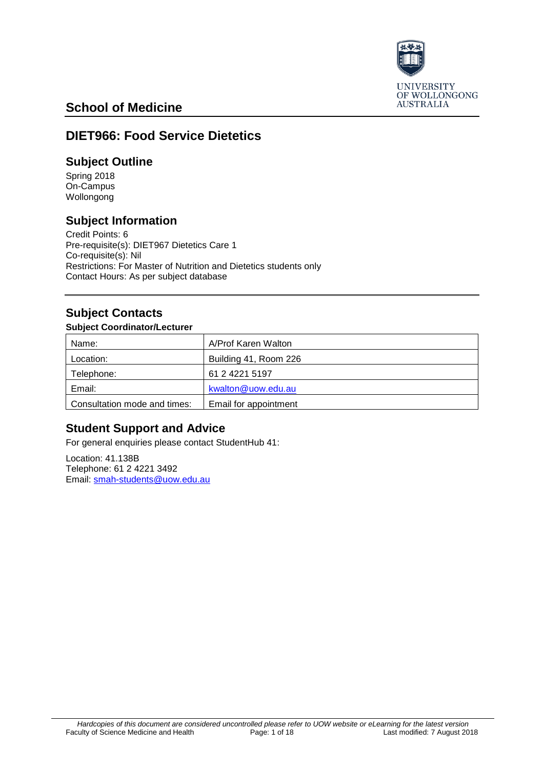## School of Medicine

# DIET966: Food Service Dietetics

## Subject Outline

Spring 2018
On-Campus
Wollongong

## Subject Information

Credit Points: 6
Pre-requisite(s): DIET967 Dietetics Care 1
Co-requisite(s): Nil
Restrictions: For Master of Nutrition and Dietetics students only
Contact Hours: As per subject database

## Subject Contacts

### Subject Coordinator/Lecturer

| Name: | A/Prof Karen Walton |
|---|---|
| Location: | Building 41, Room 226 |
| Telephone: | 61 2 4221 5197 |
| Email: | kwalton@uow.edu.au |
| Consultation mode and times: | Email for appointment |

## Student Support and Advice

For general enquiries please contact StudentHub 41:

Location: 41.138B
Telephone: 61 2 4221 3492
Email: smah-students@uow.edu.au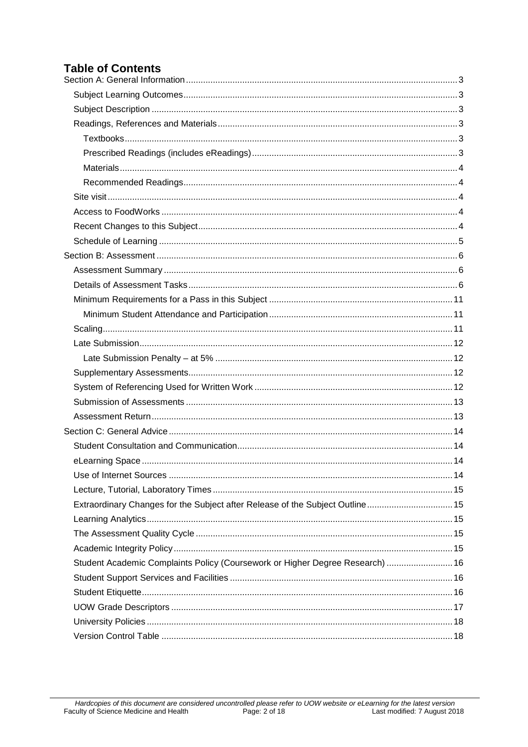# Table of Contents

- Section A: General Information .... 3
  - Subject Learning Outcomes .... 3
  - Subject Description .... 3
  - Readings, References and Materials .... 3
    - Textbooks .... 3
    - Prescribed Readings (includes eReadings) .... 3
    - Materials .... 4
    - Recommended Readings .... 4
  - Site visit .... 4
  - Access to FoodWorks .... 4
  - Recent Changes to this Subject .... 4
  - Schedule of Learning .... 5
- Section B: Assessment .... 6
  - Assessment Summary .... 6
  - Details of Assessment Tasks .... 6
  - Minimum Requirements for a Pass in this Subject .... 11
    - Minimum Student Attendance and Participation .... 11
  - Scaling .... 11
  - Late Submission .... 12
    - Late Submission Penalty – at 5% .... 12
  - Supplementary Assessments .... 12
  - System of Referencing Used for Written Work .... 12
  - Submission of Assessments .... 13
  - Assessment Return .... 13
- Section C: General Advice .... 14
  - Student Consultation and Communication .... 14
  - eLearning Space .... 14
  - Use of Internet Sources .... 14
  - Lecture, Tutorial, Laboratory Times .... 15
  - Extraordinary Changes for the Subject after Release of the Subject Outline .... 15
  - Learning Analytics .... 15
  - The Assessment Quality Cycle .... 15
  - Academic Integrity Policy .... 15
  - Student Academic Complaints Policy (Coursework or Higher Degree Research) .... 16
  - Student Support Services and Facilities .... 16
  - Student Etiquette .... 16
  - UOW Grade Descriptors .... 17
  - University Policies .... 18
  - Version Control Table .... 18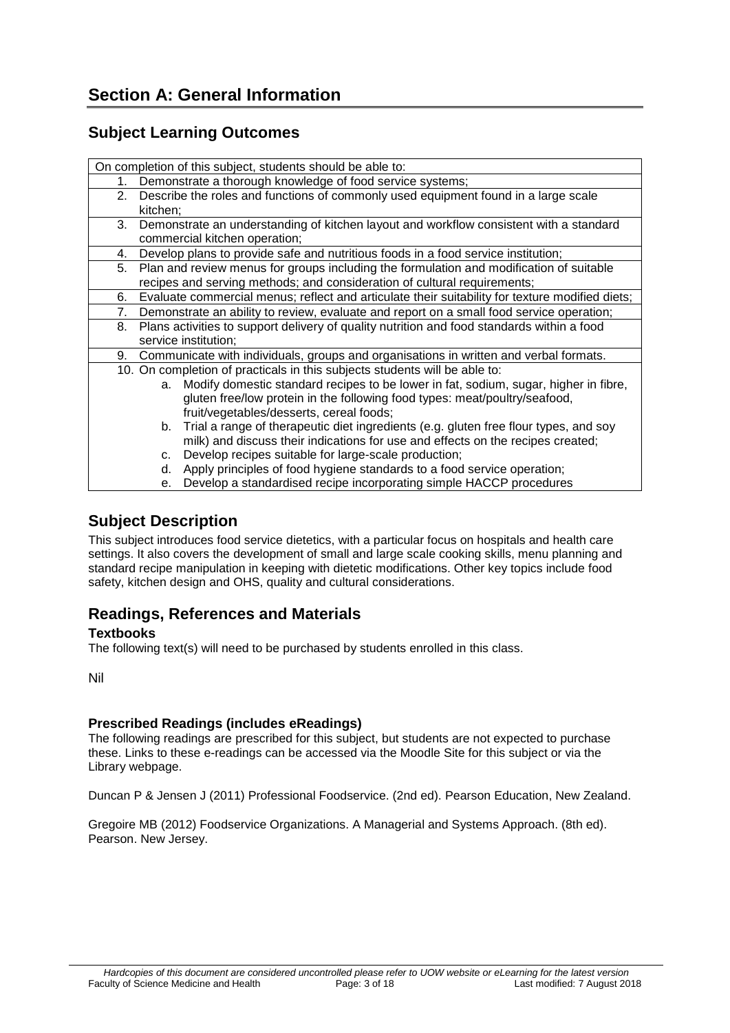# Section A: General Information

## Subject Learning Outcomes

| On completion of this subject, students should be able to: |
|---|
| 1. Demonstrate a thorough knowledge of food service systems; |
| 2. Describe the roles and functions of commonly used equipment found in a large scale kitchen; |
| 3. Demonstrate an understanding of kitchen layout and workflow consistent with a standard commercial kitchen operation; |
| 4. Develop plans to provide safe and nutritious foods in a food service institution; |
| 5. Plan and review menus for groups including the formulation and modification of suitable recipes and serving methods; and consideration of cultural requirements; |
| 6. Evaluate commercial menus; reflect and articulate their suitability for texture modified diets; |
| 7. Demonstrate an ability to review, evaluate and report on a small food service operation; |
| 8. Plans activities to support delivery of quality nutrition and food standards within a food service institution; |
| 9. Communicate with individuals, groups and organisations in written and verbal formats. |
| 10. On completion of practicals in this subjects students will be able to: a. Modify domestic standard recipes to be lower in fat, sodium, sugar, higher in fibre, gluten free/low protein in the following food types: meat/poultry/seafood, fruit/vegetables/desserts, cereal foods; b. Trial a range of therapeutic diet ingredients (e.g. gluten free flour types, and soy milk) and discuss their indications for use and effects on the recipes created; c. Develop recipes suitable for large-scale production; d. Apply principles of food hygiene standards to a food service operation; e. Develop a standardised recipe incorporating simple HACCP procedures |

## Subject Description

This subject introduces food service dietetics, with a particular focus on hospitals and health care settings. It also covers the development of small and large scale cooking skills, menu planning and standard recipe manipulation in keeping with dietetic modifications. Other key topics include food safety, kitchen design and OHS, quality and cultural considerations.

## Readings, References and Materials

### Textbooks

The following text(s) will need to be purchased by students enrolled in this class.

Nil

### Prescribed Readings (includes eReadings)

The following readings are prescribed for this subject, but students are not expected to purchase these. Links to these e-readings can be accessed via the Moodle Site for this subject or via the Library webpage.

Duncan P & Jensen J (2011) Professional Foodservice. (2nd ed). Pearson Education, New Zealand.

Gregoire MB (2012) Foodservice Organizations. A Managerial and Systems Approach. (8th ed). Pearson. New Jersey.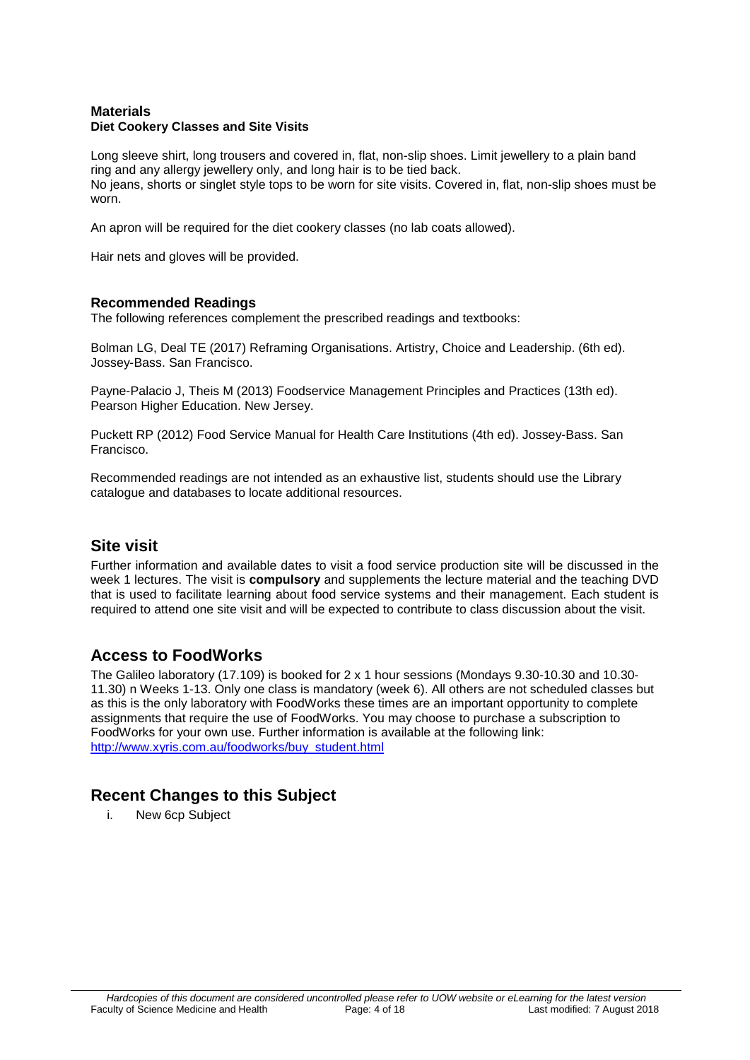## Materials

### Diet Cookery Classes and Site Visits

Long sleeve shirt, long trousers and covered in, flat, non-slip shoes. Limit jewellery to a plain band ring and any allergy jewellery only, and long hair is to be tied back.
No jeans, shorts or singlet style tops to be worn for site visits. Covered in, flat, non-slip shoes must be worn.

An apron will be required for the diet cookery classes (no lab coats allowed).

Hair nets and gloves will be provided.

### Recommended Readings

The following references complement the prescribed readings and textbooks:

Bolman LG, Deal TE (2017) Reframing Organisations. Artistry, Choice and Leadership. (6th ed). Jossey-Bass. San Francisco.

Payne-Palacio J, Theis M (2013) Foodservice Management Principles and Practices (13th ed). Pearson Higher Education. New Jersey.

Puckett RP (2012) Food Service Manual for Health Care Institutions (4th ed). Jossey-Bass. San Francisco.

Recommended readings are not intended as an exhaustive list, students should use the Library catalogue and databases to locate additional resources.

## Site visit

Further information and available dates to visit a food service production site will be discussed in the week 1 lectures. The visit is **compulsory** and supplements the lecture material and the teaching DVD that is used to facilitate learning about food service systems and their management. Each student is required to attend one site visit and will be expected to contribute to class discussion about the visit.

## Access to FoodWorks

The Galileo laboratory (17.109) is booked for 2 x 1 hour sessions (Mondays 9.30-10.30 and 10.30-11.30) n Weeks 1-13. Only one class is mandatory (week 6). All others are not scheduled classes but as this is the only laboratory with FoodWorks these times are an important opportunity to complete assignments that require the use of FoodWorks. You may choose to purchase a subscription to FoodWorks for your own use. Further information is available at the following link:
[http://www.xyris.com.au/foodworks/buy_student.html](http://www.xyris.com.au/foodworks/buy_student.html)

## Recent Changes to this Subject

i. New 6cp Subject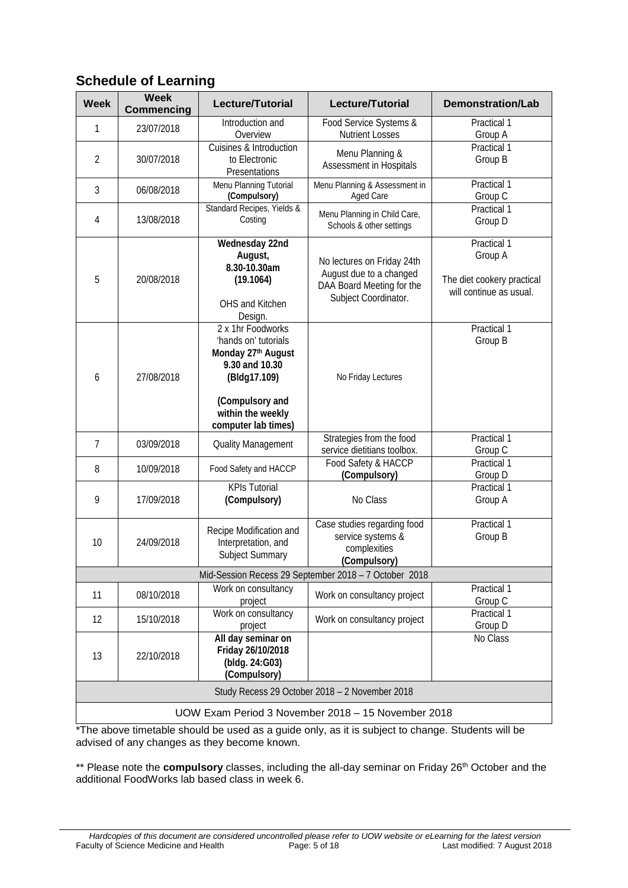## Schedule of Learning

| Week | Week Commencing | Lecture/Tutorial | Lecture/Tutorial | Demonstration/Lab |
|---|---|---|---|---|
| 1 | 23/07/2018 | Introduction and Overview | Food Service Systems & Nutrient Losses | Practical 1 Group A |
| 2 | 30/07/2018 | Cuisines & Introduction to Electronic Presentations | Menu Planning & Assessment in Hospitals | Practical 1 Group B |
| 3 | 06/08/2018 | Menu Planning Tutorial **(Compulsory)** | Menu Planning & Assessment in Aged Care | Practical 1 Group C |
| 4 | 13/08/2018 | Standard Recipes, Yields & Costing | Menu Planning in Child Care, Schools & other settings | Practical 1 Group D |
| 5 | 20/08/2018 | **Wednesday 22nd August, 8.30-10.30am (19.1064)** OHS and Kitchen Design. | No lectures on Friday 24th August due to a changed DAA Board Meeting for the Subject Coordinator. | Practical 1 Group A The diet cookery practical will continue as usual. |
| 6 | 27/08/2018 | 2 x 1hr Foodworks 'hands on' tutorials **Monday 27th August 9.30 and 10.30 (Bldg17.109)** **(Compulsory and within the weekly computer lab times)** | No Friday Lectures | Practical 1 Group B |
| 7 | 03/09/2018 | Quality Management | Strategies from the food service dietitians toolbox. | Practical 1 Group C |
| 8 | 10/09/2018 | Food Safety and HACCP | Food Safety & HACCP **(Compulsory)** | Practical 1 Group D |
| 9 | 17/09/2018 | KPIs Tutorial **(Compulsory)** | No Class | Practical 1 Group A |
| 10 | 24/09/2018 | Recipe Modification and Interpretation, and Subject Summary | Case studies regarding food service systems & complexities **(Compulsory)** | Practical 1 Group B |
| Mid-Session Recess 29 September 2018 – 7 October 2018 | | | | |
| 11 | 08/10/2018 | Work on consultancy project | Work on consultancy project | Practical 1 Group C |
| 12 | 15/10/2018 | Work on consultancy project | Work on consultancy project | Practical 1 Group D |
| 13 | 22/10/2018 | **All day seminar on Friday 26/10/2018 (bldg. 24:G03) (Compulsory)** | | No Class |
| Study Recess 29 October 2018 – 2 November 2018 | | | | |
| UOW Exam Period 3 November 2018 – 15 November 2018 | | | | |

*The above timetable should be used as a guide only, as it is subject to change. Students will be advised of any changes as they become known.

** Please note the **compulsory** classes, including the all-day seminar on Friday 26th October and the additional FoodWorks lab based class in week 6.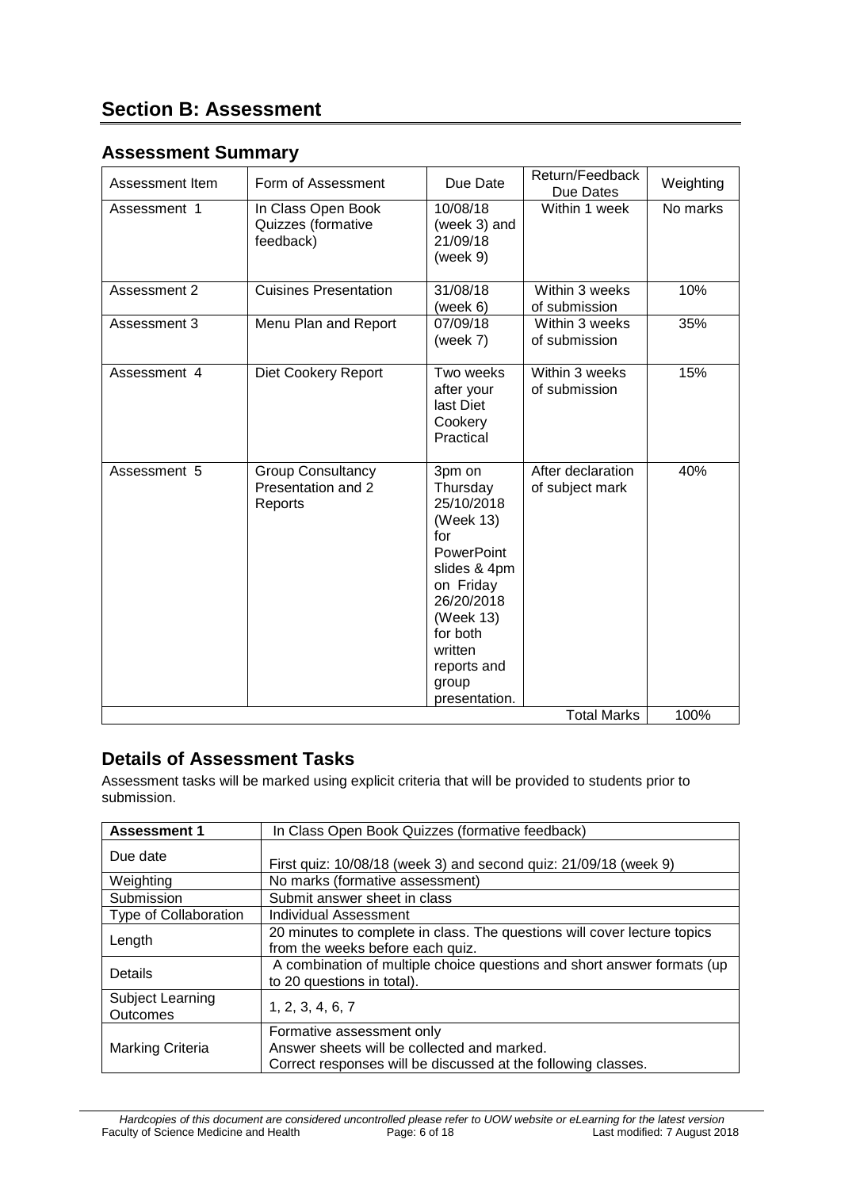## Section B: Assessment

### Assessment Summary

| Assessment Item | Form of Assessment | Due Date | Return/Feedback Due Dates | Weighting |
|---|---|---|---|---|
| Assessment 1 | In Class Open Book Quizzes (formative feedback) | 10/08/18 (week 3) and 21/09/18 (week 9) | Within 1 week | No marks |
| Assessment 2 | Cuisines Presentation | 31/08/18 (week 6) | Within 3 weeks of submission | 10% |
| Assessment 3 | Menu Plan and Report | 07/09/18 (week 7) | Within 3 weeks of submission | 35% |
| Assessment 4 | Diet Cookery Report | Two weeks after your last Diet Cookery Practical | Within 3 weeks of submission | 15% |
| Assessment 5 | Group Consultancy Presentation and 2 Reports | 3pm on Thursday 25/10/2018 (Week 13) for PowerPoint slides & 4pm on Friday 26/20/2018 (Week 13) for both written reports and group presentation. | After declaration of subject mark | 40% |
| | | | Total Marks | 100% |

### Details of Assessment Tasks

Assessment tasks will be marked using explicit criteria that will be provided to students prior to submission.

| **Assessment 1** | In Class Open Book Quizzes (formative feedback) |
|---|---|
| Due date | First quiz: 10/08/18 (week 3) and second quiz: 21/09/18 (week 9) |
| Weighting | No marks (formative assessment) |
| Submission | Submit answer sheet in class |
| Type of Collaboration | Individual Assessment |
| Length | 20 minutes to complete in class. The questions will cover lecture topics from the weeks before each quiz. |
| Details | A combination of multiple choice questions and short answer formats (up to 20 questions in total). |
| Subject Learning Outcomes | 1, 2, 3, 4, 6, 7 |
| Marking Criteria | Formative assessment only<br>Answer sheets will be collected and marked.<br>Correct responses will be discussed at the following classes. |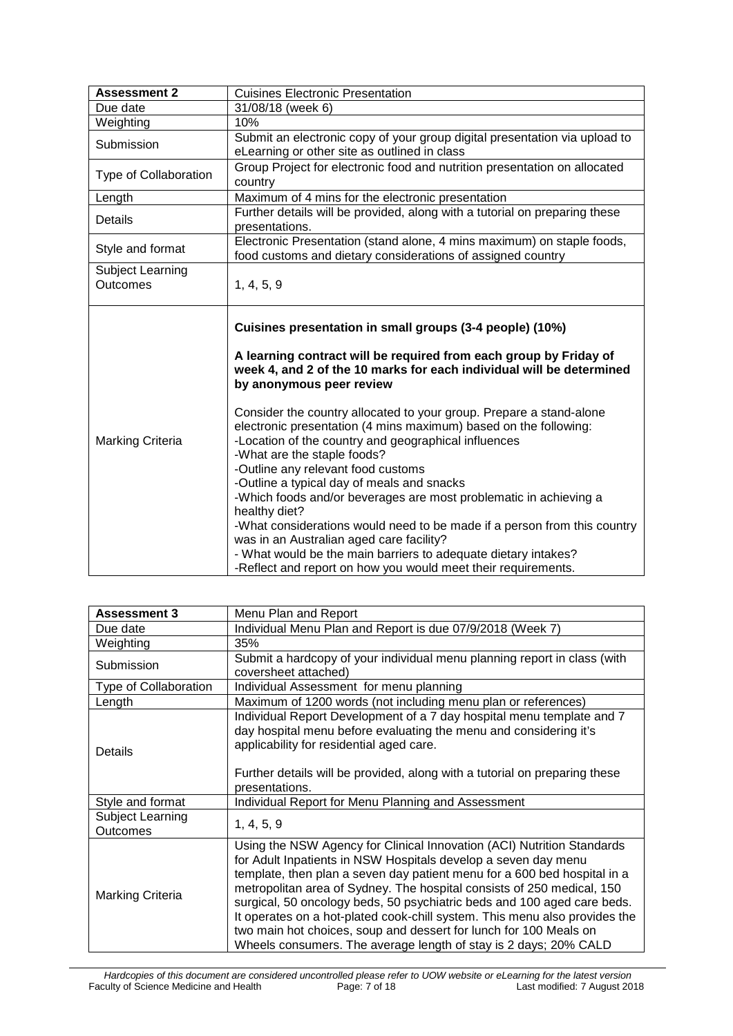| **Assessment 2** | Cuisines Electronic Presentation |
|---|---|
| Due date | 31/08/18 (week 6) |
| Weighting | 10% |
| Submission | Submit an electronic copy of your group digital presentation via upload to eLearning or other site as outlined in class |
| Type of Collaboration | Group Project for electronic food and nutrition presentation on allocated country |
| Length | Maximum of 4 mins for the electronic presentation |
| Details | Further details will be provided, along with a tutorial on preparing these presentations. |
| Style and format | Electronic Presentation (stand alone, 4 mins maximum) on staple foods, food customs and dietary considerations of assigned country |
| Subject Learning Outcomes | 1, 4, 5, 9 |
| Marking Criteria | **Cuisines presentation in small groups (3-4 people) (10%)**<br><br>**A learning contract will be required from each group by Friday of week 4, and 2 of the 10 marks for each individual will be determined by anonymous peer review**<br><br>Consider the country allocated to your group. Prepare a stand-alone electronic presentation (4 mins maximum) based on the following:<br>-Location of the country and geographical influences<br>-What are the staple foods?<br>-Outline any relevant food customs<br>-Outline a typical day of meals and snacks<br>-Which foods and/or beverages are most problematic in achieving a healthy diet?<br>-What considerations would need to be made if a person from this country was in an Australian aged care facility?<br>- What would be the main barriers to adequate dietary intakes?<br>-Reflect and report on how you would meet their requirements. |

| **Assessment 3** | Menu Plan and Report |
|---|---|
| Due date | Individual Menu Plan and Report is due 07/9/2018 (Week 7) |
| Weighting | 35% |
| Submission | Submit a hardcopy of your individual menu planning report in class (with coversheet attached) |
| Type of Collaboration | Individual Assessment for menu planning |
| Length | Maximum of 1200 words (not including menu plan or references) |
| Details | Individual Report Development of a 7 day hospital menu template and 7 day hospital menu before evaluating the menu and considering it's applicability for residential aged care.<br><br>Further details will be provided, along with a tutorial on preparing these presentations. |
| Style and format | Individual Report for Menu Planning and Assessment |
| Subject Learning Outcomes | 1, 4, 5, 9 |
| Marking Criteria | Using the NSW Agency for Clinical Innovation (ACI) Nutrition Standards for Adult Inpatients in NSW Hospitals develop a seven day menu template, then plan a seven day patient menu for a 600 bed hospital in a metropolitan area of Sydney. The hospital consists of 250 medical, 150 surgical, 50 oncology beds, 50 psychiatric beds and 100 aged care beds. It operates on a hot-plated cook-chill system. This menu also provides the two main hot choices, soup and dessert for lunch for 100 Meals on Wheels consumers. The average length of stay is 2 days; 20% CALD |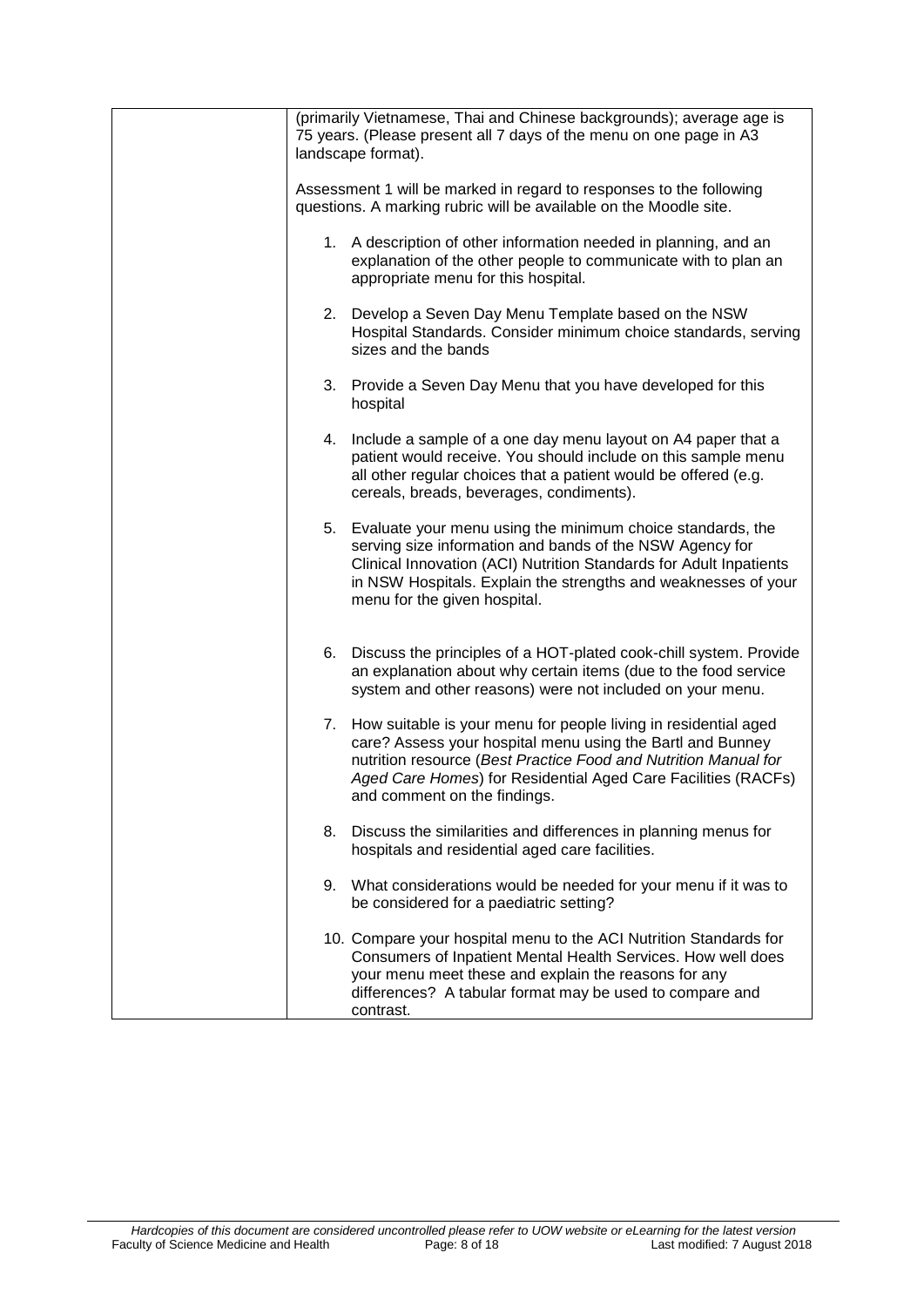| | |
|---|---|
| | (primarily Vietnamese, Thai and Chinese backgrounds); average age is 75 years. (Please present all 7 days of the menu on one page in A3 landscape format).<br><br>Assessment 1 will be marked in regard to responses to the following questions. A marking rubric will be available on the Moodle site.<br><br>1. A description of other information needed in planning, and an explanation of the other people to communicate with to plan an appropriate menu for this hospital.<br><br>2. Develop a Seven Day Menu Template based on the NSW Hospital Standards. Consider minimum choice standards, serving sizes and the bands<br><br>3. Provide a Seven Day Menu that you have developed for this hospital<br><br>4. Include a sample of a one day menu layout on A4 paper that a patient would receive. You should include on this sample menu all other regular choices that a patient would be offered (e.g. cereals, breads, beverages, condiments).<br><br>5. Evaluate your menu using the minimum choice standards, the serving size information and bands of the NSW Agency for Clinical Innovation (ACI) Nutrition Standards for Adult Inpatients in NSW Hospitals. Explain the strengths and weaknesses of your menu for the given hospital.<br><br>6. Discuss the principles of a HOT-plated cook-chill system. Provide an explanation about why certain items (due to the food service system and other reasons) were not included on your menu.<br><br>7. How suitable is your menu for people living in residential aged care? Assess your hospital menu using the Bartl and Bunney nutrition resource (*Best Practice Food and Nutrition Manual for Aged Care Homes*) for Residential Aged Care Facilities (RACFs) and comment on the findings.<br><br>8. Discuss the similarities and differences in planning menus for hospitals and residential aged care facilities.<br><br>9. What considerations would be needed for your menu if it was to be considered for a paediatric setting?<br><br>10. Compare your hospital menu to the ACI Nutrition Standards for Consumers of Inpatient Mental Health Services. How well does your menu meet these and explain the reasons for any differences? A tabular format may be used to compare and contrast. |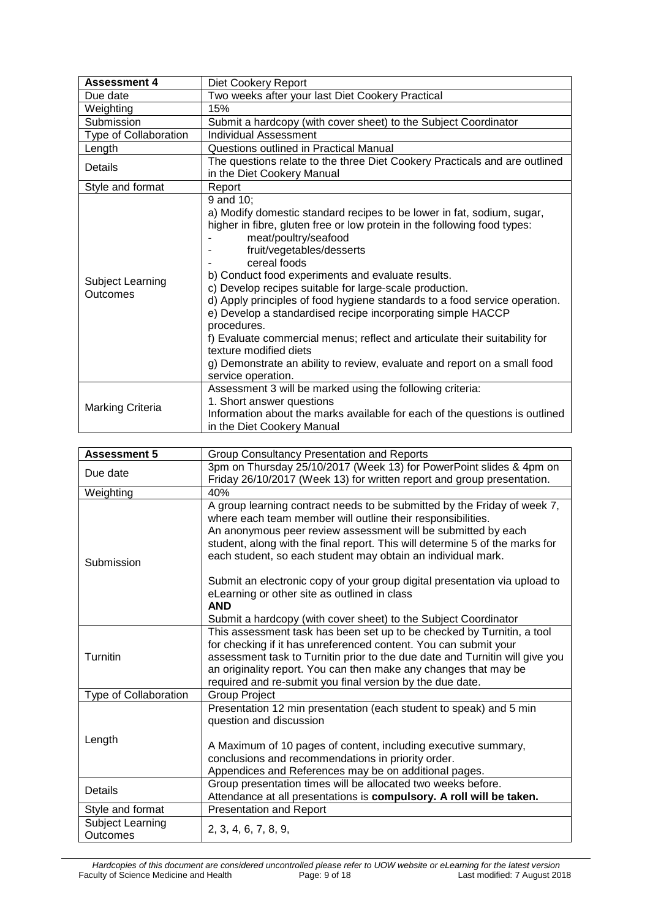| **Assessment 4** | Diet Cookery Report |
|---|---|
| Due date | Two weeks after your last Diet Cookery Practical |
| Weighting | 15% |
| Submission | Submit a hardcopy (with cover sheet) to the Subject Coordinator |
| Type of Collaboration | Individual Assessment |
| Length | Questions outlined in Practical Manual |
| Details | The questions relate to the three Diet Cookery Practicals and are outlined in the Diet Cookery Manual |
| Style and format | Report |
| Subject Learning Outcomes | 9 and 10;<br>a) Modify domestic standard recipes to be lower in fat, sodium, sugar, higher in fibre, gluten free or low protein in the following food types:<br>- meat/poultry/seafood<br>- fruit/vegetables/desserts<br>- cereal foods<br>b) Conduct food experiments and evaluate results.<br>c) Develop recipes suitable for large-scale production.<br>d) Apply principles of food hygiene standards to a food service operation.<br>e) Develop a standardised recipe incorporating simple HACCP procedures.<br>f) Evaluate commercial menus; reflect and articulate their suitability for texture modified diets<br>g) Demonstrate an ability to review, evaluate and report on a small food service operation. |
| Marking Criteria | Assessment 3 will be marked using the following criteria:<br>1. Short answer questions<br>Information about the marks available for each of the questions is outlined in the Diet Cookery Manual |

| **Assessment 5** | Group Consultancy Presentation and Reports |
|---|---|
| Due date | 3pm on Thursday 25/10/2017 (Week 13) for PowerPoint slides & 4pm on Friday 26/10/2017 (Week 13) for written report and group presentation. |
| Weighting | 40% |
| Submission | A group learning contract needs to be submitted by the Friday of week 7, where each team member will outline their responsibilities.<br>An anonymous peer review assessment will be submitted by each student, along with the final report. This will determine 5 of the marks for each student, so each student may obtain an individual mark.<br><br>Submit an electronic copy of your group digital presentation via upload to eLearning or other site as outlined in class<br>**AND**<br>Submit a hardcopy (with cover sheet) to the Subject Coordinator |
| Turnitin | This assessment task has been set up to be checked by Turnitin, a tool for checking if it has unreferenced content. You can submit your assessment task to Turnitin prior to the due date and Turnitin will give you an originality report. You can then make any changes that may be required and re-submit you final version by the due date. |
| Type of Collaboration | Group Project |
| Length | Presentation 12 min presentation (each student to speak) and 5 min question and discussion<br><br>A Maximum of 10 pages of content, including executive summary, conclusions and recommendations in priority order.<br>Appendices and References may be on additional pages. |
| Details | Group presentation times will be allocated two weeks before.<br>Attendance at all presentations is **compulsory. A roll will be taken.** |
| Style and format | Presentation and Report |
| Subject Learning Outcomes | 2, 3, 4, 6, 7, 8, 9, |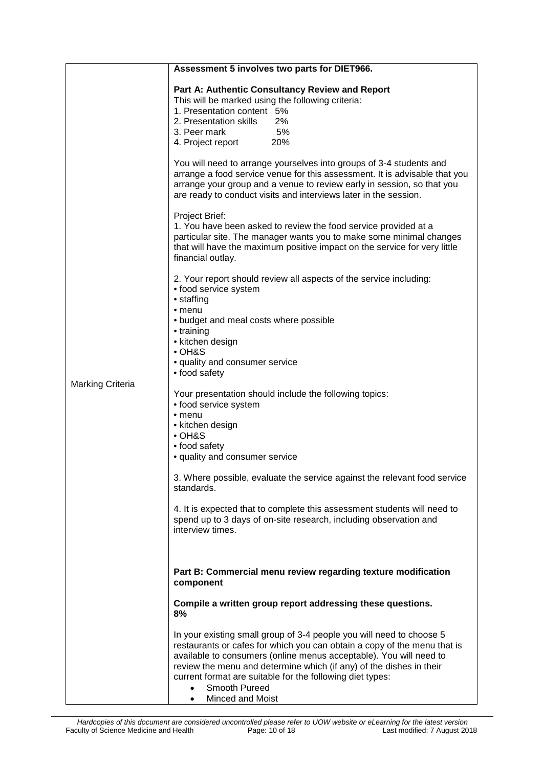| Marking Criteria | **Assessment 5 involves two parts for DIET966.**<br><br>**Part A: Authentic Consultancy Review and Report**<br>This will be marked using the following criteria:<br>1. Presentation content 5%<br>2. Presentation skills 2%<br>3. Peer mark 5%<br>4. Project report 20%<br><br>You will need to arrange yourselves into groups of 3-4 students and arrange a food service venue for this assessment. It is advisable that you arrange your group and a venue to review early in session, so that you are ready to conduct visits and interviews later in the session.<br><br>Project Brief:<br>1. You have been asked to review the food service provided at a particular site. The manager wants you to make some minimal changes that will have the maximum positive impact on the service for very little financial outlay.<br><br>2. Your report should review all aspects of the service including:<br>• food service system<br>• staffing<br>• menu<br>• budget and meal costs where possible<br>• training<br>• kitchen design<br>• OH&S<br>• quality and consumer service<br>• food safety<br><br>Your presentation should include the following topics:<br>• food service system<br>• menu<br>• kitchen design<br>• OH&S<br>• food safety<br>• quality and consumer service<br><br>3. Where possible, evaluate the service against the relevant food service standards.<br><br>4. It is expected that to complete this assessment students will need to spend up to 3 days of on-site research, including observation and interview times.<br><br>**Part B: Commercial menu review regarding texture modification component**<br><br>**Compile a written group report addressing these questions.**<br>**8%**<br><br>In your existing small group of 3-4 people you will need to choose 5 restaurants or cafes for which you can obtain a copy of the menu that is available to consumers (online menus acceptable). You will need to review the menu and determine which (if any) of the dishes in their current format are suitable for the following diet types:<br>• Smooth Pureed<br>• Minced and Moist |
|---|---|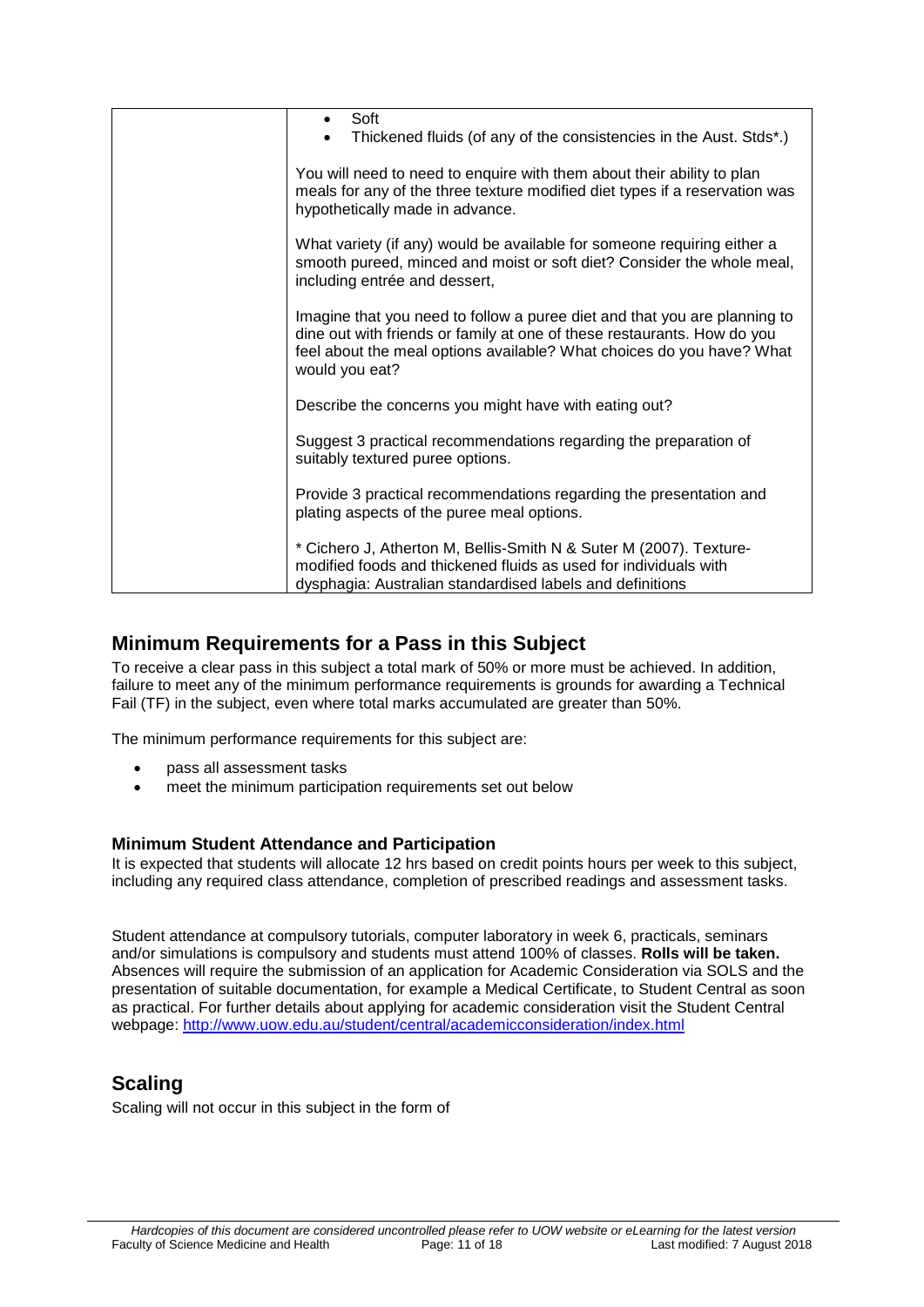|  | • Soft<br>• Thickened fluids (of any of the consistencies in the Aust. Stds*.)<br><br>You will need to need to enquire with them about their ability to plan meals for any of the three texture modified diet types if a reservation was hypothetically made in advance.<br><br>What variety (if any) would be available for someone requiring either a smooth pureed, minced and moist or soft diet? Consider the whole meal, including entrée and dessert,<br><br>Imagine that you need to follow a puree diet and that you are planning to dine out with friends or family at one of these restaurants. How do you feel about the meal options available? What choices do you have? What would you eat?<br><br>Describe the concerns you might have with eating out?<br><br>Suggest 3 practical recommendations regarding the preparation of suitably textured puree options.<br><br>Provide 3 practical recommendations regarding the presentation and plating aspects of the puree meal options.<br><br>* Cichero J, Atherton M, Bellis-Smith N & Suter M (2007). Texture-modified foods and thickened fluids as used for individuals with dysphagia: Australian standardised labels and definitions |
|---|---|

## Minimum Requirements for a Pass in this Subject

To receive a clear pass in this subject a total mark of 50% or more must be achieved. In addition, failure to meet any of the minimum performance requirements is grounds for awarding a Technical Fail (TF) in the subject, even where total marks accumulated are greater than 50%.

The minimum performance requirements for this subject are:

- pass all assessment tasks
- meet the minimum participation requirements set out below

### Minimum Student Attendance and Participation

It is expected that students will allocate 12 hrs based on credit points hours per week to this subject, including any required class attendance, completion of prescribed readings and assessment tasks.

Student attendance at compulsory tutorials, computer laboratory in week 6, practicals, seminars and/or simulations is compulsory and students must attend 100% of classes. **Rolls will be taken.** Absences will require the submission of an application for Academic Consideration via SOLS and the presentation of suitable documentation, for example a Medical Certificate, to Student Central as soon as practical. For further details about applying for academic consideration visit the Student Central webpage: http://www.uow.edu.au/student/central/academicconsideration/index.html

## Scaling

Scaling will not occur in this subject in the form of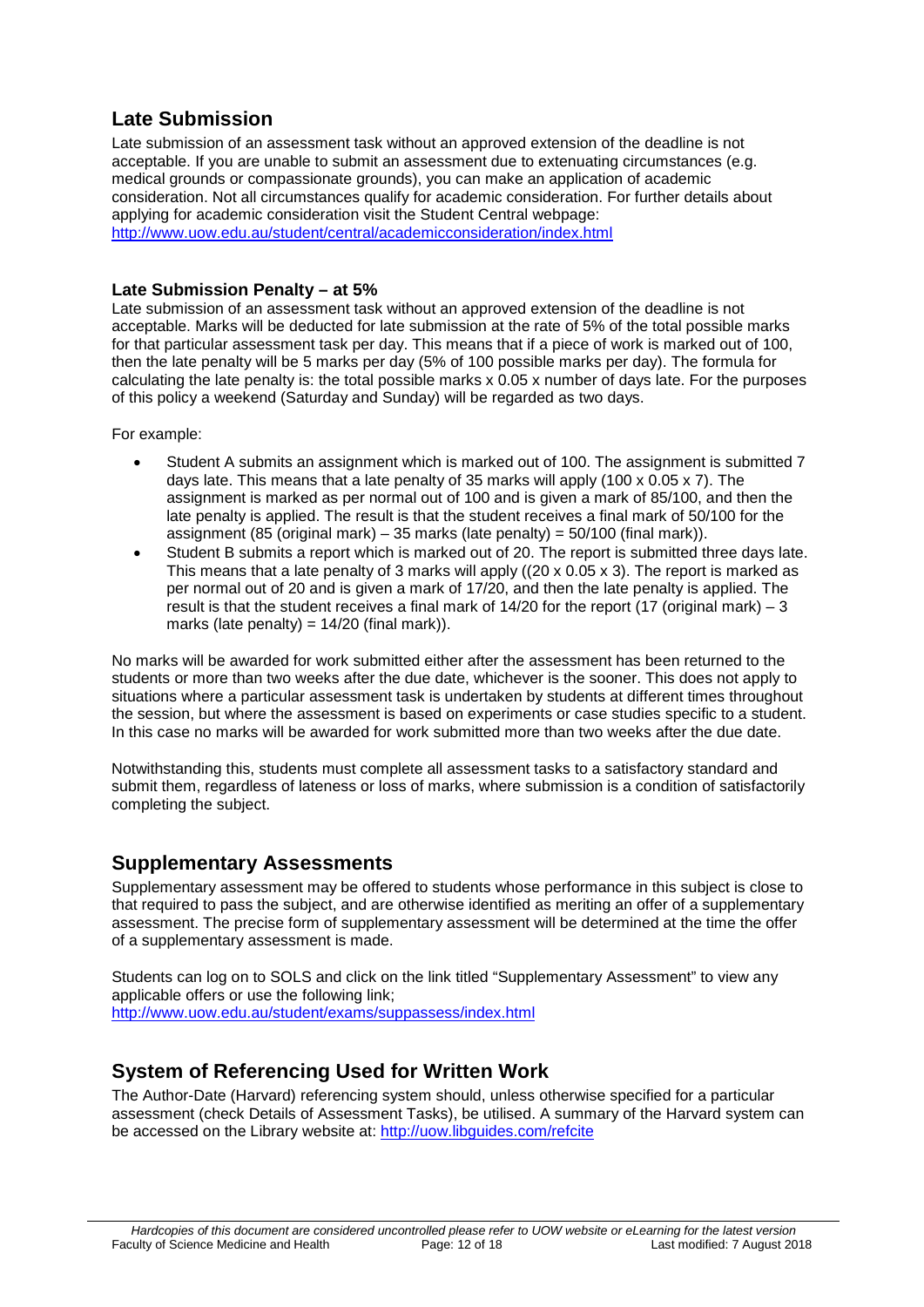## Late Submission

Late submission of an assessment task without an approved extension of the deadline is not acceptable. If you are unable to submit an assessment due to extenuating circumstances (e.g. medical grounds or compassionate grounds), you can make an application of academic consideration. Not all circumstances qualify for academic consideration. For further details about applying for academic consideration visit the Student Central webpage: http://www.uow.edu.au/student/central/academicconsideration/index.html

### Late Submission Penalty – at 5%

Late submission of an assessment task without an approved extension of the deadline is not acceptable. Marks will be deducted for late submission at the rate of 5% of the total possible marks for that particular assessment task per day. This means that if a piece of work is marked out of 100, then the late penalty will be 5 marks per day (5% of 100 possible marks per day). The formula for calculating the late penalty is: the total possible marks x 0.05 x number of days late. For the purposes of this policy a weekend (Saturday and Sunday) will be regarded as two days.

For example:

- Student A submits an assignment which is marked out of 100. The assignment is submitted 7 days late. This means that a late penalty of 35 marks will apply (100 x 0.05 x 7). The assignment is marked as per normal out of 100 and is given a mark of 85/100, and then the late penalty is applied. The result is that the student receives a final mark of 50/100 for the assignment (85 (original mark) – 35 marks (late penalty) = 50/100 (final mark)).
- Student B submits a report which is marked out of 20. The report is submitted three days late. This means that a late penalty of 3 marks will apply ((20 x 0.05 x 3). The report is marked as per normal out of 20 and is given a mark of 17/20, and then the late penalty is applied. The result is that the student receives a final mark of 14/20 for the report (17 (original mark) – 3 marks (late penalty) = 14/20 (final mark)).

No marks will be awarded for work submitted either after the assessment has been returned to the students or more than two weeks after the due date, whichever is the sooner. This does not apply to situations where a particular assessment task is undertaken by students at different times throughout the session, but where the assessment is based on experiments or case studies specific to a student. In this case no marks will be awarded for work submitted more than two weeks after the due date.

Notwithstanding this, students must complete all assessment tasks to a satisfactory standard and submit them, regardless of lateness or loss of marks, where submission is a condition of satisfactorily completing the subject.

## Supplementary Assessments

Supplementary assessment may be offered to students whose performance in this subject is close to that required to pass the subject, and are otherwise identified as meriting an offer of a supplementary assessment. The precise form of supplementary assessment will be determined at the time the offer of a supplementary assessment is made.

Students can log on to SOLS and click on the link titled "Supplementary Assessment" to view any applicable offers or use the following link;
http://www.uow.edu.au/student/exams/suppassess/index.html

## System of Referencing Used for Written Work

The Author-Date (Harvard) referencing system should, unless otherwise specified for a particular assessment (check Details of Assessment Tasks), be utilised. A summary of the Harvard system can be accessed on the Library website at: http://uow.libguides.com/refcite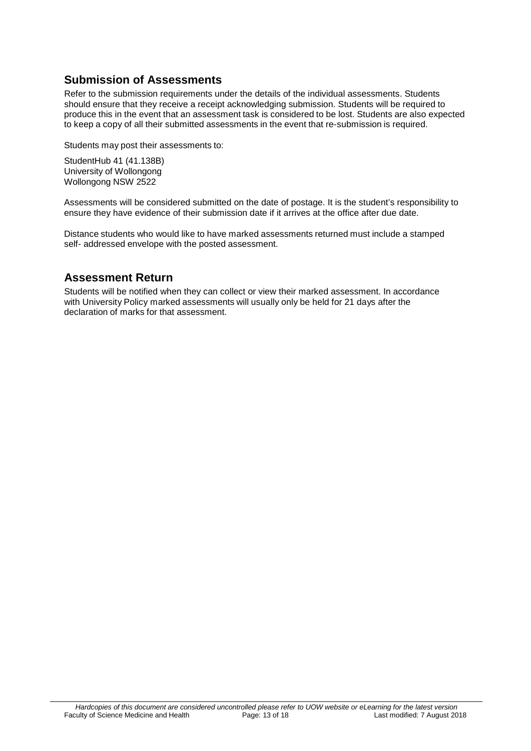## Submission of Assessments

Refer to the submission requirements under the details of the individual assessments. Students should ensure that they receive a receipt acknowledging submission. Students will be required to produce this in the event that an assessment task is considered to be lost. Students are also expected to keep a copy of all their submitted assessments in the event that re-submission is required.

Students may post their assessments to:

StudentHub 41 (41.138B)
University of Wollongong
Wollongong NSW 2522

Assessments will be considered submitted on the date of postage. It is the student's responsibility to ensure they have evidence of their submission date if it arrives at the office after due date.

Distance students who would like to have marked assessments returned must include a stamped self- addressed envelope with the posted assessment.

## Assessment Return

Students will be notified when they can collect or view their marked assessment. In accordance with University Policy marked assessments will usually only be held for 21 days after the declaration of marks for that assessment.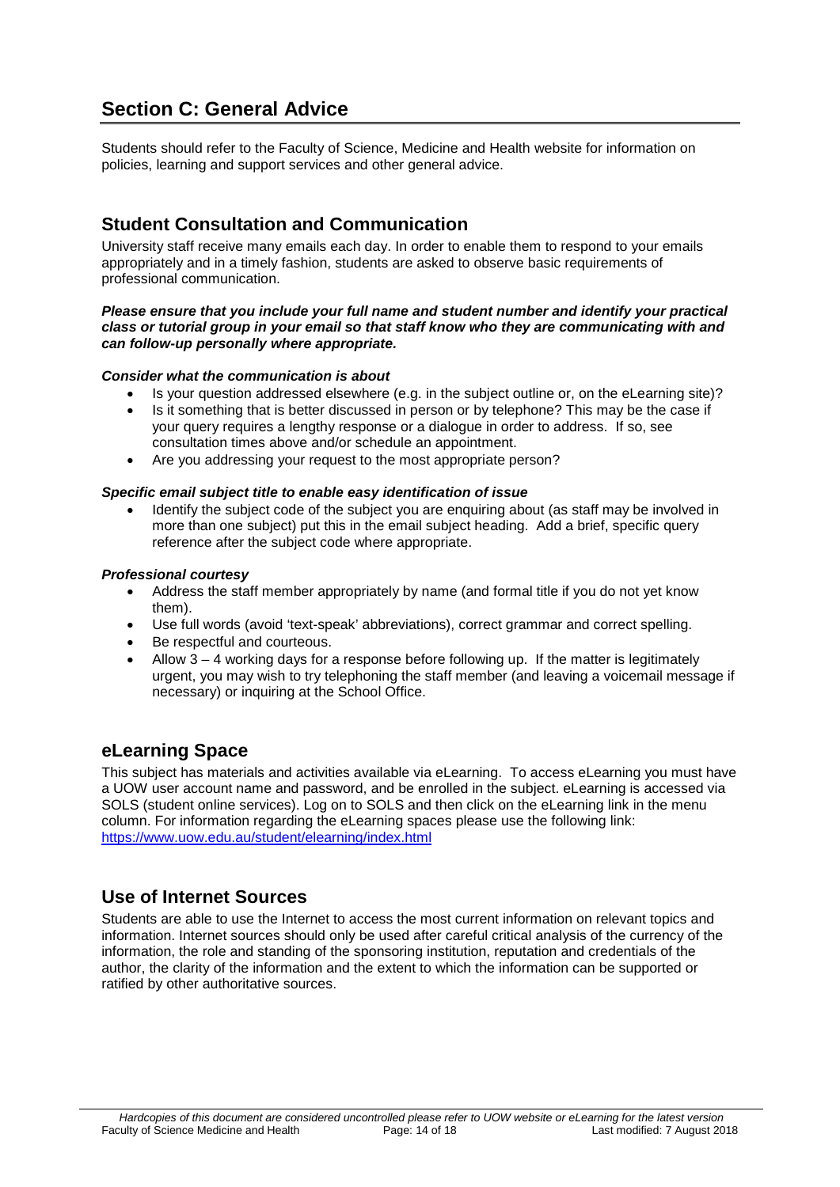# Section C: General Advice

Students should refer to the Faculty of Science, Medicine and Health website for information on policies, learning and support services and other general advice.

## Student Consultation and Communication

University staff receive many emails each day. In order to enable them to respond to your emails appropriately and in a timely fashion, students are asked to observe basic requirements of professional communication.

***Please ensure that you include your full name and student number and identify your practical class or tutorial group in your email so that staff know who they are communicating with and can follow-up personally where appropriate.***

***Consider what the communication is about***

- Is your question addressed elsewhere (e.g. in the subject outline or, on the eLearning site)?
- Is it something that is better discussed in person or by telephone? This may be the case if your query requires a lengthy response or a dialogue in order to address. If so, see consultation times above and/or schedule an appointment.
- Are you addressing your request to the most appropriate person?

***Specific email subject title to enable easy identification of issue***

- Identify the subject code of the subject you are enquiring about (as staff may be involved in more than one subject) put this in the email subject heading. Add a brief, specific query reference after the subject code where appropriate.

***Professional courtesy***

- Address the staff member appropriately by name (and formal title if you do not yet know them).
- Use full words (avoid 'text-speak' abbreviations), correct grammar and correct spelling.
- Be respectful and courteous.
- Allow 3 – 4 working days for a response before following up. If the matter is legitimately urgent, you may wish to try telephoning the staff member (and leaving a voicemail message if necessary) or inquiring at the School Office.

## eLearning Space

This subject has materials and activities available via eLearning. To access eLearning you must have a UOW user account name and password, and be enrolled in the subject. eLearning is accessed via SOLS (student online services). Log on to SOLS and then click on the eLearning link in the menu column. For information regarding the eLearning spaces please use the following link: https://www.uow.edu.au/student/elearning/index.html

## Use of Internet Sources

Students are able to use the Internet to access the most current information on relevant topics and information. Internet sources should only be used after careful critical analysis of the currency of the information, the role and standing of the sponsoring institution, reputation and credentials of the author, the clarity of the information and the extent to which the information can be supported or ratified by other authoritative sources.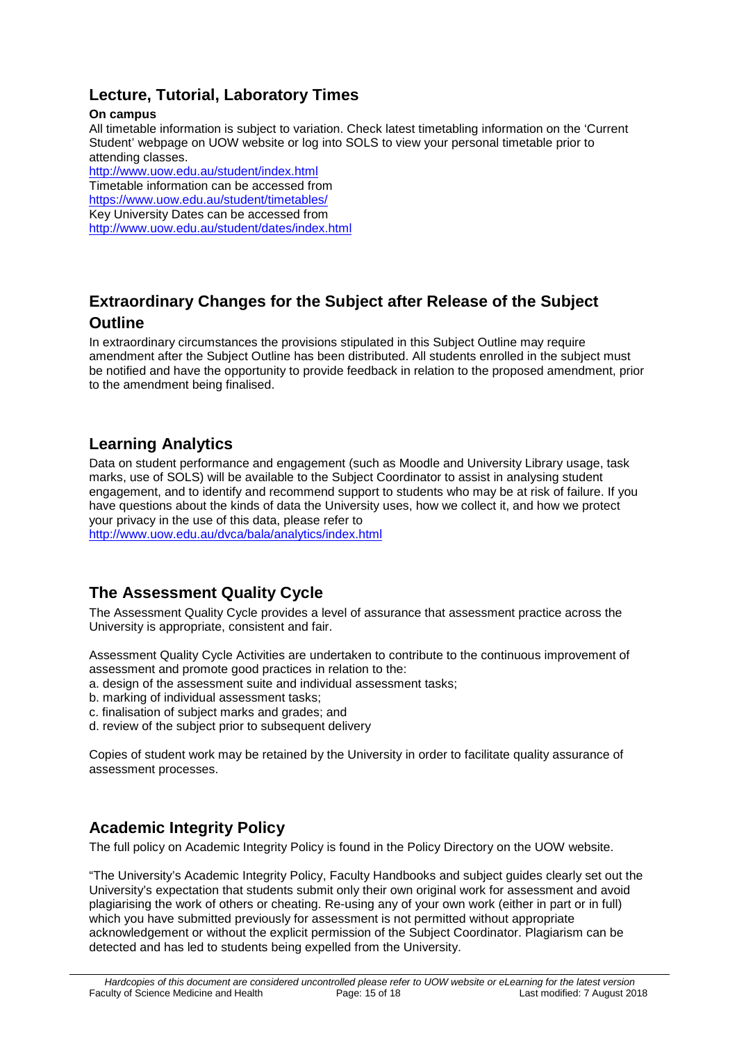## Lecture, Tutorial, Laboratory Times

**On campus**

All timetable information is subject to variation. Check latest timetabling information on the 'Current Student' webpage on UOW website or log into SOLS to view your personal timetable prior to attending classes.

http://www.uow.edu.au/student/index.html

Timetable information can be accessed from

https://www.uow.edu.au/student/timetables/

Key University Dates can be accessed from

http://www.uow.edu.au/student/dates/index.html

## Extraordinary Changes for the Subject after Release of the Subject Outline

In extraordinary circumstances the provisions stipulated in this Subject Outline may require amendment after the Subject Outline has been distributed. All students enrolled in the subject must be notified and have the opportunity to provide feedback in relation to the proposed amendment, prior to the amendment being finalised.

## Learning Analytics

Data on student performance and engagement (such as Moodle and University Library usage, task marks, use of SOLS) will be available to the Subject Coordinator to assist in analysing student engagement, and to identify and recommend support to students who may be at risk of failure. If you have questions about the kinds of data the University uses, how we collect it, and how we protect your privacy in the use of this data, please refer to

http://www.uow.edu.au/dvca/bala/analytics/index.html

## The Assessment Quality Cycle

The Assessment Quality Cycle provides a level of assurance that assessment practice across the University is appropriate, consistent and fair.

Assessment Quality Cycle Activities are undertaken to contribute to the continuous improvement of assessment and promote good practices in relation to the:

a. design of the assessment suite and individual assessment tasks;
b. marking of individual assessment tasks;
c. finalisation of subject marks and grades; and
d. review of the subject prior to subsequent delivery

Copies of student work may be retained by the University in order to facilitate quality assurance of assessment processes.

## Academic Integrity Policy

The full policy on Academic Integrity Policy is found in the Policy Directory on the UOW website.

"The University's Academic Integrity Policy, Faculty Handbooks and subject guides clearly set out the University's expectation that students submit only their own original work for assessment and avoid plagiarising the work of others or cheating. Re-using any of your own work (either in part or in full) which you have submitted previously for assessment is not permitted without appropriate acknowledgement or without the explicit permission of the Subject Coordinator. Plagiarism can be detected and has led to students being expelled from the University.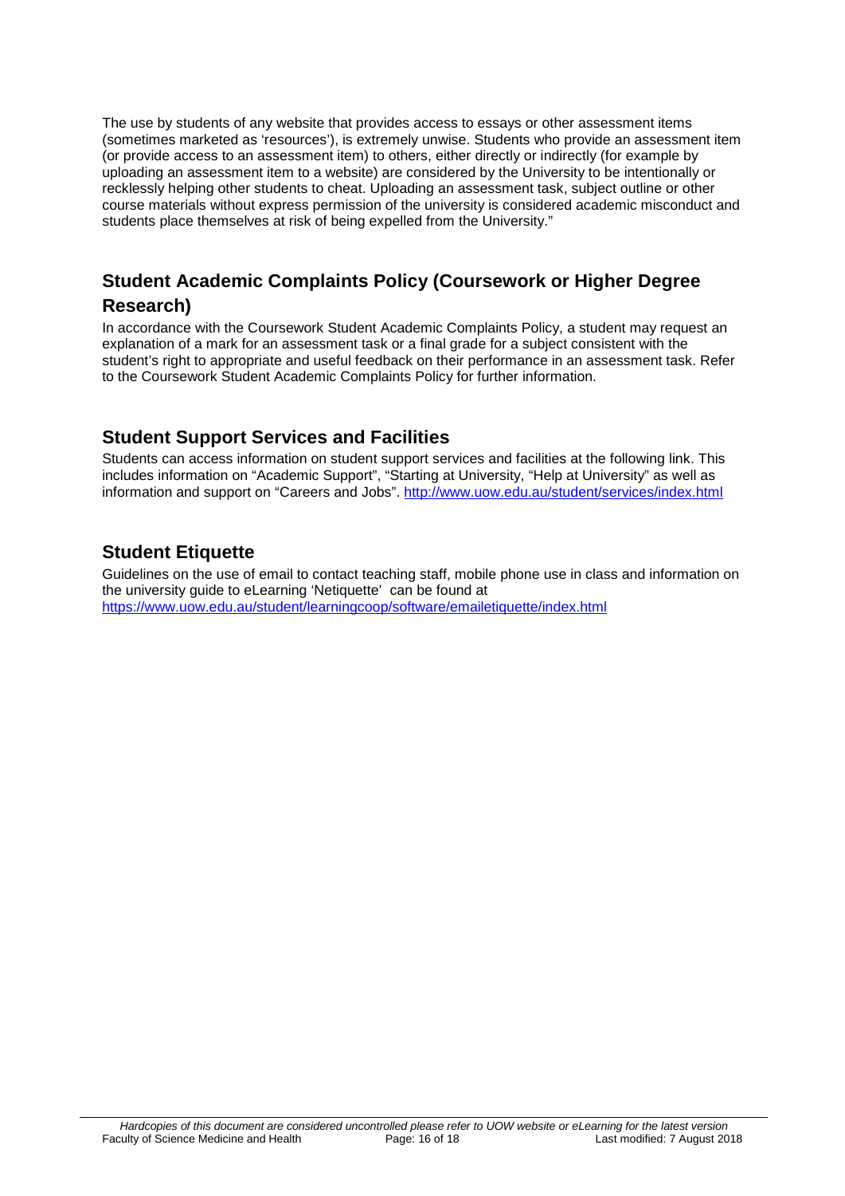The use by students of any website that provides access to essays or other assessment items (sometimes marketed as 'resources'), is extremely unwise. Students who provide an assessment item (or provide access to an assessment item) to others, either directly or indirectly (for example by uploading an assessment item to a website) are considered by the University to be intentionally or recklessly helping other students to cheat. Uploading an assessment task, subject outline or other course materials without express permission of the university is considered academic misconduct and students place themselves at risk of being expelled from the University."

## Student Academic Complaints Policy (Coursework or Higher Degree Research)

In accordance with the Coursework Student Academic Complaints Policy, a student may request an explanation of a mark for an assessment task or a final grade for a subject consistent with the student's right to appropriate and useful feedback on their performance in an assessment task. Refer to the Coursework Student Academic Complaints Policy for further information.

## Student Support Services and Facilities

Students can access information on student support services and facilities at the following link. This includes information on "Academic Support", "Starting at University, "Help at University" as well as information and support on "Careers and Jobs". http://www.uow.edu.au/student/services/index.html

## Student Etiquette

Guidelines on the use of email to contact teaching staff, mobile phone use in class and information on the university guide to eLearning 'Netiquette' can be found at https://www.uow.edu.au/student/learningcoop/software/emailetiquette/index.html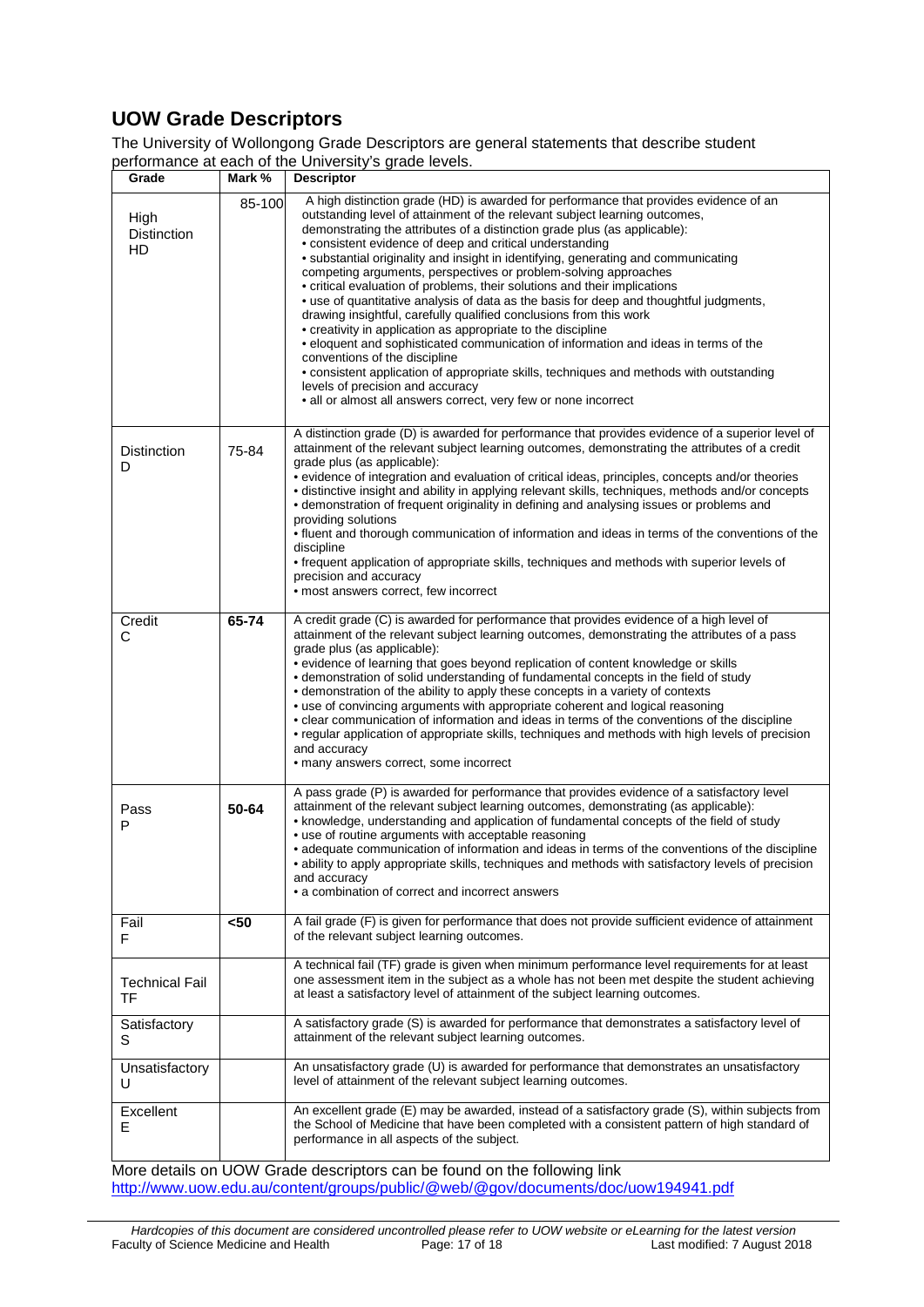## UOW Grade Descriptors

The University of Wollongong Grade Descriptors are general statements that describe student performance at each of the University's grade levels.

| Grade | Mark % | Descriptor |
|---|---|---|
| High Distinction HD | 85-100 | A high distinction grade (HD) is awarded for performance that provides evidence of an outstanding level of attainment of the relevant subject learning outcomes, demonstrating the attributes of a distinction grade plus (as applicable):<br>• consistent evidence of deep and critical understanding<br>• substantial originality and insight in identifying, generating and communicating competing arguments, perspectives or problem-solving approaches<br>• critical evaluation of problems, their solutions and their implications<br>• use of quantitative analysis of data as the basis for deep and thoughtful judgments, drawing insightful, carefully qualified conclusions from this work<br>• creativity in application as appropriate to the discipline<br>• eloquent and sophisticated communication of information and ideas in terms of the conventions of the discipline<br>• consistent application of appropriate skills, techniques and methods with outstanding levels of precision and accuracy<br>• all or almost all answers correct, very few or none incorrect |
| Distinction D | 75-84 | A distinction grade (D) is awarded for performance that provides evidence of a superior level of attainment of the relevant subject learning outcomes, demonstrating the attributes of a credit grade plus (as applicable):<br>• evidence of integration and evaluation of critical ideas, principles, concepts and/or theories<br>• distinctive insight and ability in applying relevant skills, techniques, methods and/or concepts<br>• demonstration of frequent originality in defining and analysing issues or problems and providing solutions<br>• fluent and thorough communication of information and ideas in terms of the conventions of the discipline<br>• frequent application of appropriate skills, techniques and methods with superior levels of precision and accuracy<br>• most answers correct, few incorrect |
| Credit C | **65-74** | A credit grade (C) is awarded for performance that provides evidence of a high level of attainment of the relevant subject learning outcomes, demonstrating the attributes of a pass grade plus (as applicable):<br>• evidence of learning that goes beyond replication of content knowledge or skills<br>• demonstration of solid understanding of fundamental concepts in the field of study<br>• demonstration of the ability to apply these concepts in a variety of contexts<br>• use of convincing arguments with appropriate coherent and logical reasoning<br>• clear communication of information and ideas in terms of the conventions of the discipline<br>• regular application of appropriate skills, techniques and methods with high levels of precision and accuracy<br>• many answers correct, some incorrect |
| Pass P | **50-64** | A pass grade (P) is awarded for performance that provides evidence of a satisfactory level attainment of the relevant subject learning outcomes, demonstrating (as applicable):<br>• knowledge, understanding and application of fundamental concepts of the field of study<br>• use of routine arguments with acceptable reasoning<br>• adequate communication of information and ideas in terms of the conventions of the discipline<br>• ability to apply appropriate skills, techniques and methods with satisfactory levels of precision and accuracy<br>• a combination of correct and incorrect answers |
| Fail F | **<50** | A fail grade (F) is given for performance that does not provide sufficient evidence of attainment of the relevant subject learning outcomes. |
| Technical Fail TF | | A technical fail (TF) grade is given when minimum performance level requirements for at least one assessment item in the subject as a whole has not been met despite the student achieving at least a satisfactory level of attainment of the subject learning outcomes. |
| Satisfactory S | | A satisfactory grade (S) is awarded for performance that demonstrates a satisfactory level of attainment of the relevant subject learning outcomes. |
| Unsatisfactory U | | An unsatisfactory grade (U) is awarded for performance that demonstrates an unsatisfactory level of attainment of the relevant subject learning outcomes. |
| Excellent E | | An excellent grade (E) may be awarded, instead of a satisfactory grade (S), within subjects from the School of Medicine that have been completed with a consistent pattern of high standard of performance in all aspects of the subject. |

More details on UOW Grade descriptors can be found on the following link
http://www.uow.edu.au/content/groups/public/@web/@gov/documents/doc/uow194941.pdf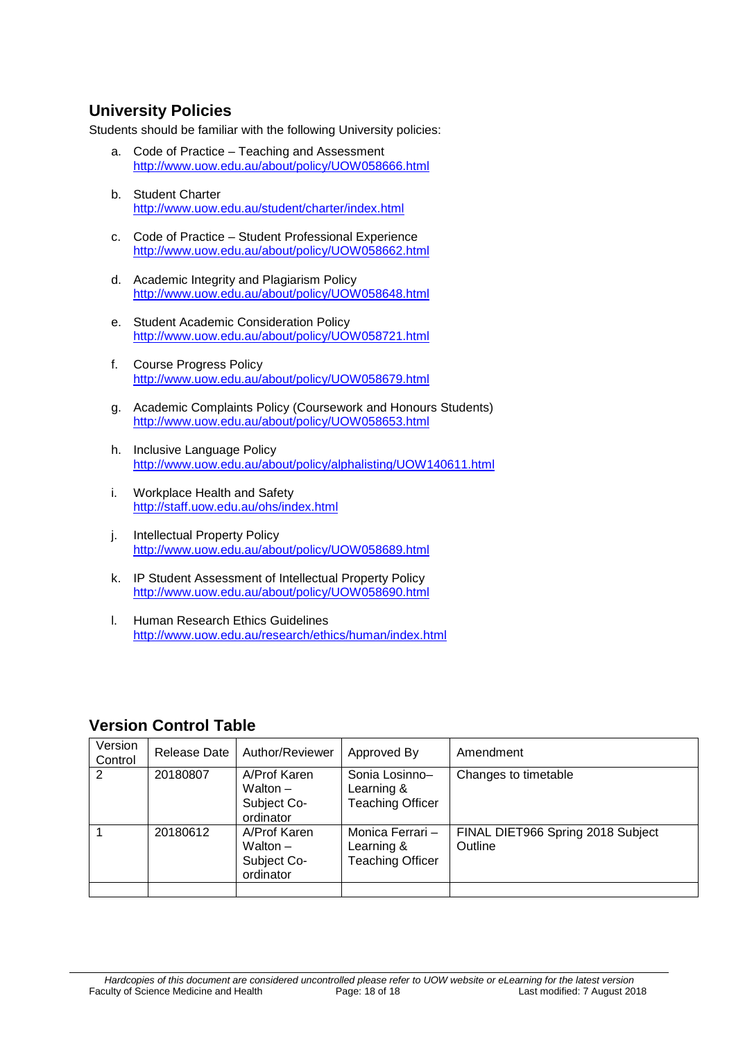## University Policies

Students should be familiar with the following University policies:

a. Code of Practice – Teaching and Assessment
http://www.uow.edu.au/about/policy/UOW058666.html

b. Student Charter
http://www.uow.edu.au/student/charter/index.html

c. Code of Practice – Student Professional Experience
http://www.uow.edu.au/about/policy/UOW058662.html

d. Academic Integrity and Plagiarism Policy
http://www.uow.edu.au/about/policy/UOW058648.html

e. Student Academic Consideration Policy
http://www.uow.edu.au/about/policy/UOW058721.html

f. Course Progress Policy
http://www.uow.edu.au/about/policy/UOW058679.html

g. Academic Complaints Policy (Coursework and Honours Students)
http://www.uow.edu.au/about/policy/UOW058653.html

h. Inclusive Language Policy
http://www.uow.edu.au/about/policy/alphalisting/UOW140611.html

i. Workplace Health and Safety
http://staff.uow.edu.au/ohs/index.html

j. Intellectual Property Policy
http://www.uow.edu.au/about/policy/UOW058689.html

k. IP Student Assessment of Intellectual Property Policy
http://www.uow.edu.au/about/policy/UOW058690.html

l. Human Research Ethics Guidelines
http://www.uow.edu.au/research/ethics/human/index.html

## Version Control Table

| Version Control | Release Date | Author/Reviewer | Approved By | Amendment |
|---|---|---|---|---|
| 2 | 20180807 | A/Prof Karen Walton – Subject Co-ordinator | Sonia Losinno– Learning & Teaching Officer | Changes to timetable |
| 1 | 20180612 | A/Prof Karen Walton – Subject Co-ordinator | Monica Ferrari – Learning & Teaching Officer | FINAL DIET966 Spring 2018 Subject Outline |
| | | | | |